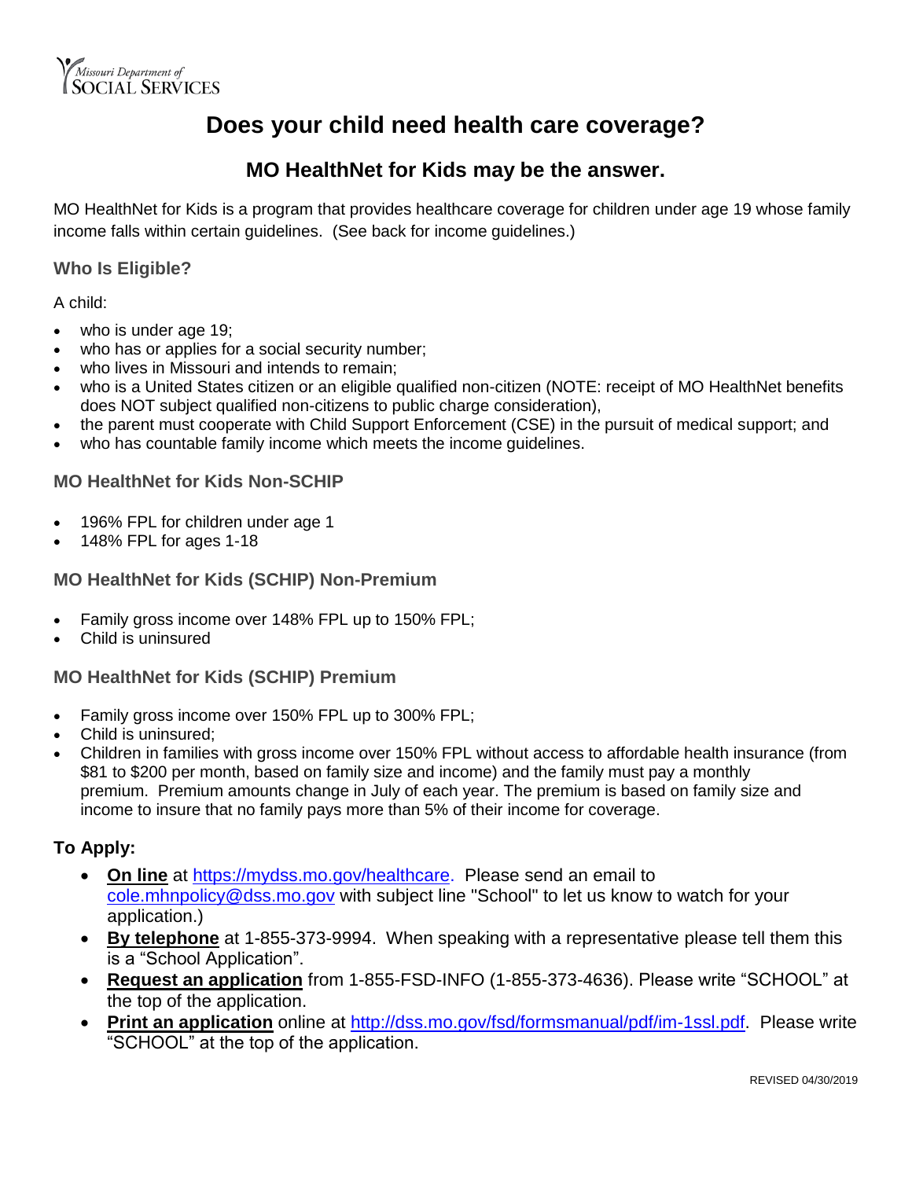Missouri Department of SOCIAL SERVICES

# Does your child need health care coverage?

## MO HealthNet for Kids may be the answer.

MO HealthNet for Kids is a program that provides healthcare coverage for children under age 19 whose family income falls within certain guidelines. (See back for income guidelines.)

### Who Is Eligible?

A child:

- who is under age 19;
- who has or applies for a social security number;
- who lives in Missouri and intends to remain;
- who is a United States citizen or an eligible qualified non-citizen (NOTE: receipt of MO HealthNet benefits does NOT subject qualified non-citizens to public charge consideration),
- the parent must cooperate with Child Support Enforcement (CSE) in the pursuit of medical support; and
- who has countable family income which meets the income guidelines.

### MO HealthNet for Kids Non-SCHIP

- 196% FPL for children under age 1
- 148% FPL for ages 1-18

### MO HealthNet for Kids (SCHIP) Non-Premium

- Family gross income over 148% FPL up to 150% FPL;
- Child is uninsured

### MO HealthNet for Kids (SCHIP) Premium

- Family gross income over 150% FPL up to 300% FPL;
- Child is uninsured;
- Children in families with gross income over 150% FPL without access to affordable health insurance (from $81 to $200 per month, based on family size and income) and the family must pay a monthly premium. Premium amounts change in July of each year. The premium is based on family size and income to insure that no family pays more than 5% of their income for coverage.

### To Apply:

- **On line** at https://mydss.mo.gov/healthcare. Please send an email to cole.mhnpolicy@dss.mo.gov with subject line "School" to let us know to watch for your application.)
- **By telephone** at 1-855-373-9994. When speaking with a representative please tell them this is a "School Application".
- **Request an application** from 1-855-FSD-INFO (1-855-373-4636). Please write "SCHOOL" at the top of the application.
- **Print an application** online at http://dss.mo.gov/fsd/formsmanual/pdf/im-1ssl.pdf. Please write "SCHOOL" at the top of the application.

REVISED 04/30/2019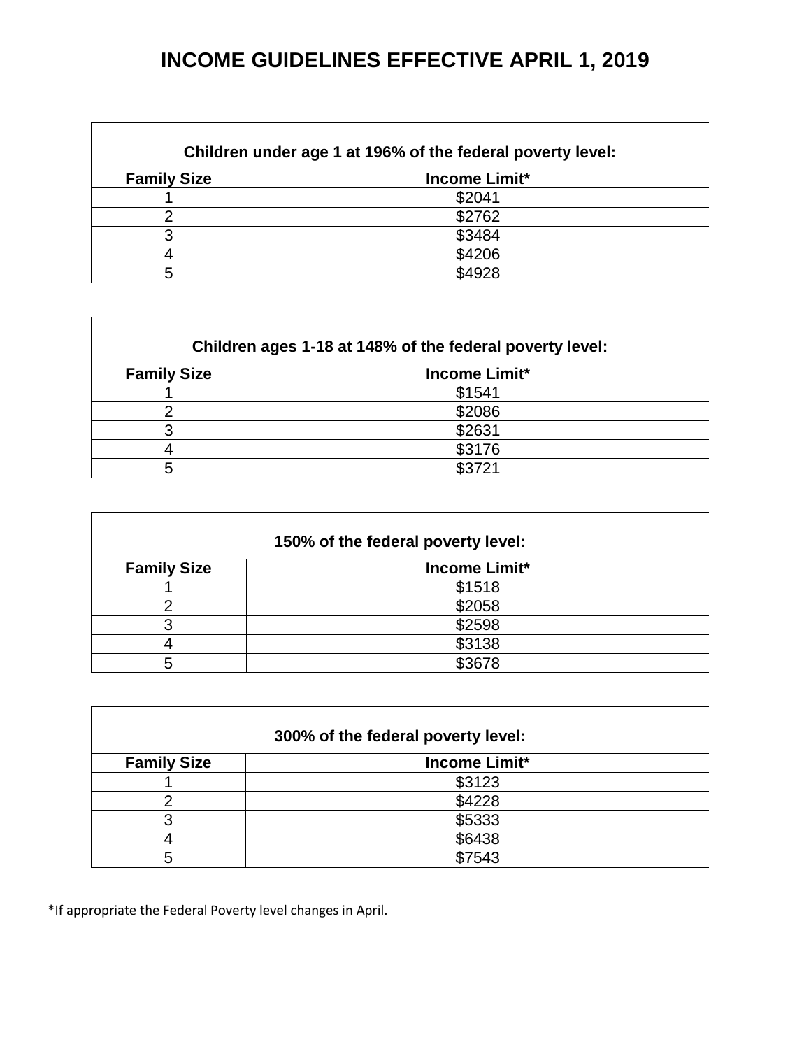# INCOME GUIDELINES EFFECTIVE APRIL 1, 2019

| Children under age 1 at 196% of the federal poverty level: | |
|---|---|
| **Family Size** | **Income Limit*** |
| 1 | $2041 |
| 2 | $2762 |
| 3 | $3484 |
| 4 | $4206 |
| 5 | $4928 |

| Children ages 1-18 at 148% of the federal poverty level: | |
|---|---|
| **Family Size** | **Income Limit*** |
| 1 | $1541 |
| 2 | $2086 |
| 3 | $2631 |
| 4 | $3176 |
| 5 | $3721 |

| 150% of the federal poverty level: | |
|---|---|
| **Family Size** | **Income Limit*** |
| 1 | $1518 |
| 2 | $2058 |
| 3 | $2598 |
| 4 | $3138 |
| 5 | $3678 |

| 300% of the federal poverty level: | |
|---|---|
| **Family Size** | **Income Limit*** |
| 1 | $3123 |
| 2 | $4228 |
| 3 | $5333 |
| 4 | $6438 |
| 5 | $7543 |

*If appropriate the Federal Poverty level changes in April.